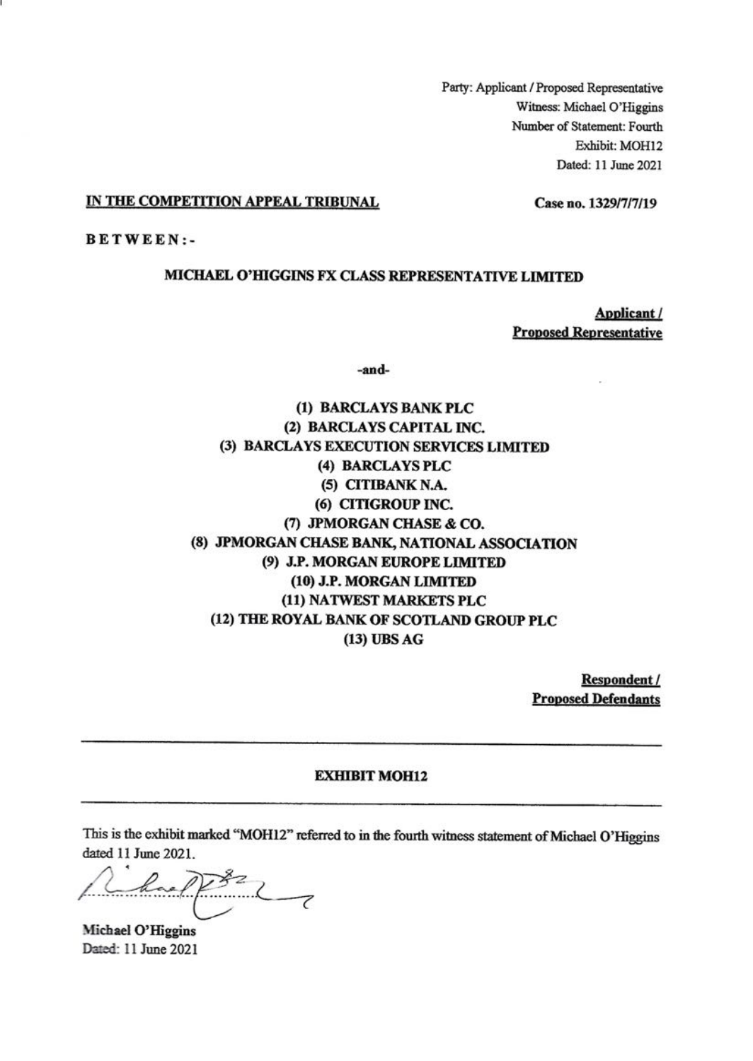Party: Applicant / Proposed Representative
Witness: Michael O'Higgins
Number of Statement: Fourth
Exhibit: MOH12
Dated: 11 June 2021

**IN THE COMPETITION APPEAL TRIBUNAL** **Case no. 1329/7/7/19**

**B E T W E E N :-**

**MICHAEL O'HIGGINS FX CLASS REPRESENTATIVE LIMITED**

**Applicant / Proposed Representative**

**-and-**

**(1) BARCLAYS BANK PLC**
**(2) BARCLAYS CAPITAL INC.**
**(3) BARCLAYS EXECUTION SERVICES LIMITED**
**(4) BARCLAYS PLC**
**(5) CITIBANK N.A.**
**(6) CITIGROUP INC.**
**(7) JPMORGAN CHASE & CO.**
**(8) JPMORGAN CHASE BANK, NATIONAL ASSOCIATION**
**(9) J.P. MORGAN EUROPE LIMITED**
**(10) J.P. MORGAN LIMITED**
**(11) NATWEST MARKETS PLC**
**(12) THE ROYAL BANK OF SCOTLAND GROUP PLC**
**(13) UBS AG**

**Respondent / Proposed Defendants**

---

**EXHIBIT MOH12**

---

This is the exhibit marked "MOH12" referred to in the fourth witness statement of Michael O'Higgins dated 11 June 2021.

Michael O'Higgins
Dated: 11 June 2021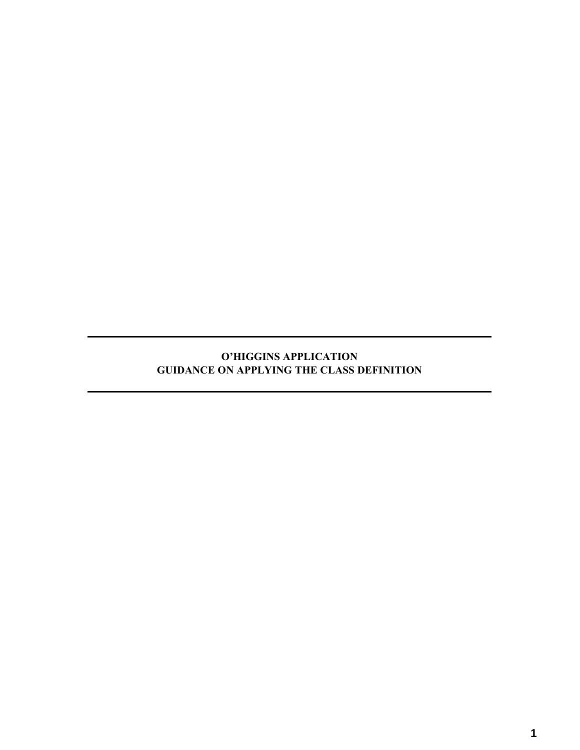**O'HIGGINS APPLICATION**
**GUIDANCE ON APPLYING THE CLASS DEFINITION**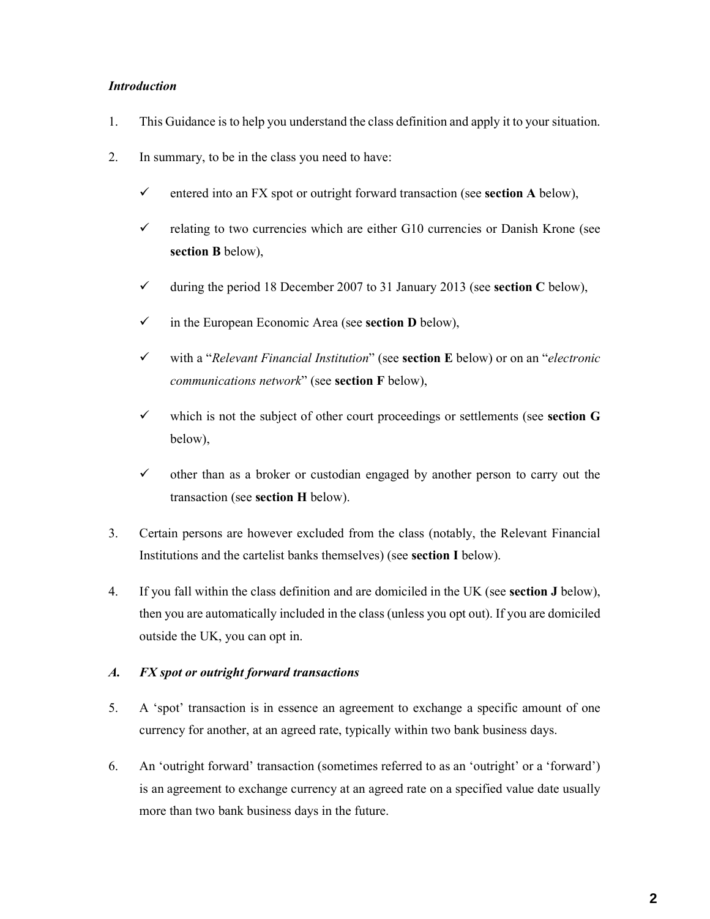### *Introduction*

1. This Guidance is to help you understand the class definition and apply it to your situation.

2. In summary, to be in the class you need to have:

   - ✓ entered into an FX spot or outright forward transaction (see **section A** below),
   - ✓ relating to two currencies which are either G10 currencies or Danish Krone (see **section B** below),
   - ✓ during the period 18 December 2007 to 31 January 2013 (see **section C** below),
   - ✓ in the European Economic Area (see **section D** below),
   - ✓ with a "*Relevant Financial Institution*" (see **section E** below) or on an "*electronic communications network*" (see **section F** below),
   - ✓ which is not the subject of other court proceedings or settlements (see **section G** below),
   - ✓ other than as a broker or custodian engaged by another person to carry out the transaction (see **section H** below).

3. Certain persons are however excluded from the class (notably, the Relevant Financial Institutions and the cartelist banks themselves) (see **section I** below).

4. If you fall within the class definition and are domiciled in the UK (see **section J** below), then you are automatically included in the class (unless you opt out). If you are domiciled outside the UK, you can opt in.

### *A. FX spot or outright forward transactions*

5. A 'spot' transaction is in essence an agreement to exchange a specific amount of one currency for another, at an agreed rate, typically within two bank business days.

6. An 'outright forward' transaction (sometimes referred to as an 'outright' or a 'forward') is an agreement to exchange currency at an agreed rate on a specified value date usually more than two bank business days in the future.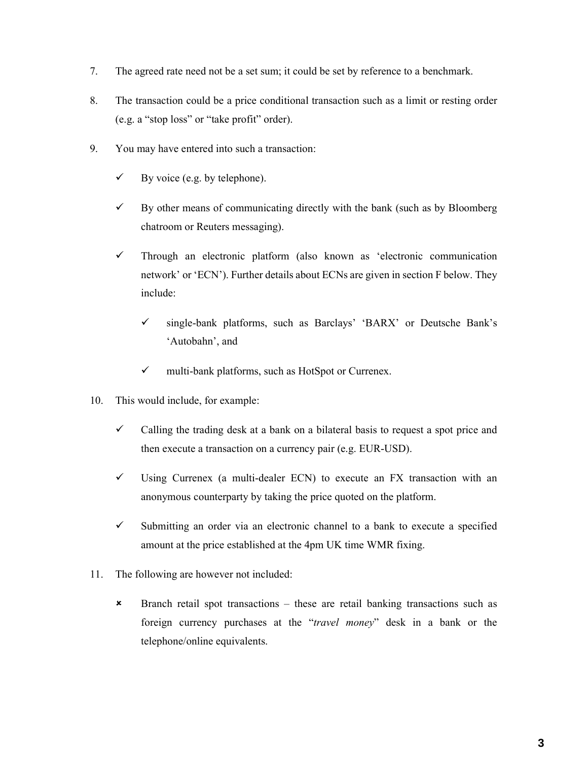7. The agreed rate need not be a set sum; it could be set by reference to a benchmark.

8. The transaction could be a price conditional transaction such as a limit or resting order (e.g. a "stop loss" or "take profit" order).

9. You may have entered into such a transaction:

   - ✓ By voice (e.g. by telephone).
   - ✓ By other means of communicating directly with the bank (such as by Bloomberg chatroom or Reuters messaging).
   - ✓ Through an electronic platform (also known as 'electronic communication network' or 'ECN'). Further details about ECNs are given in section F below. They include:
     - ✓ single-bank platforms, such as Barclays' 'BARX' or Deutsche Bank's 'Autobahn', and
     - ✓ multi-bank platforms, such as HotSpot or Currenex.

10. This would include, for example:

    - ✓ Calling the trading desk at a bank on a bilateral basis to request a spot price and then execute a transaction on a currency pair (e.g. EUR-USD).
    - ✓ Using Currenex (a multi-dealer ECN) to execute an FX transaction with an anonymous counterparty by taking the price quoted on the platform.
    - ✓ Submitting an order via an electronic channel to a bank to execute a specified amount at the price established at the 4pm UK time WMR fixing.

11. The following are however not included:

    - ✗ Branch retail spot transactions – these are retail banking transactions such as foreign currency purchases at the "*travel money*" desk in a bank or the telephone/online equivalents.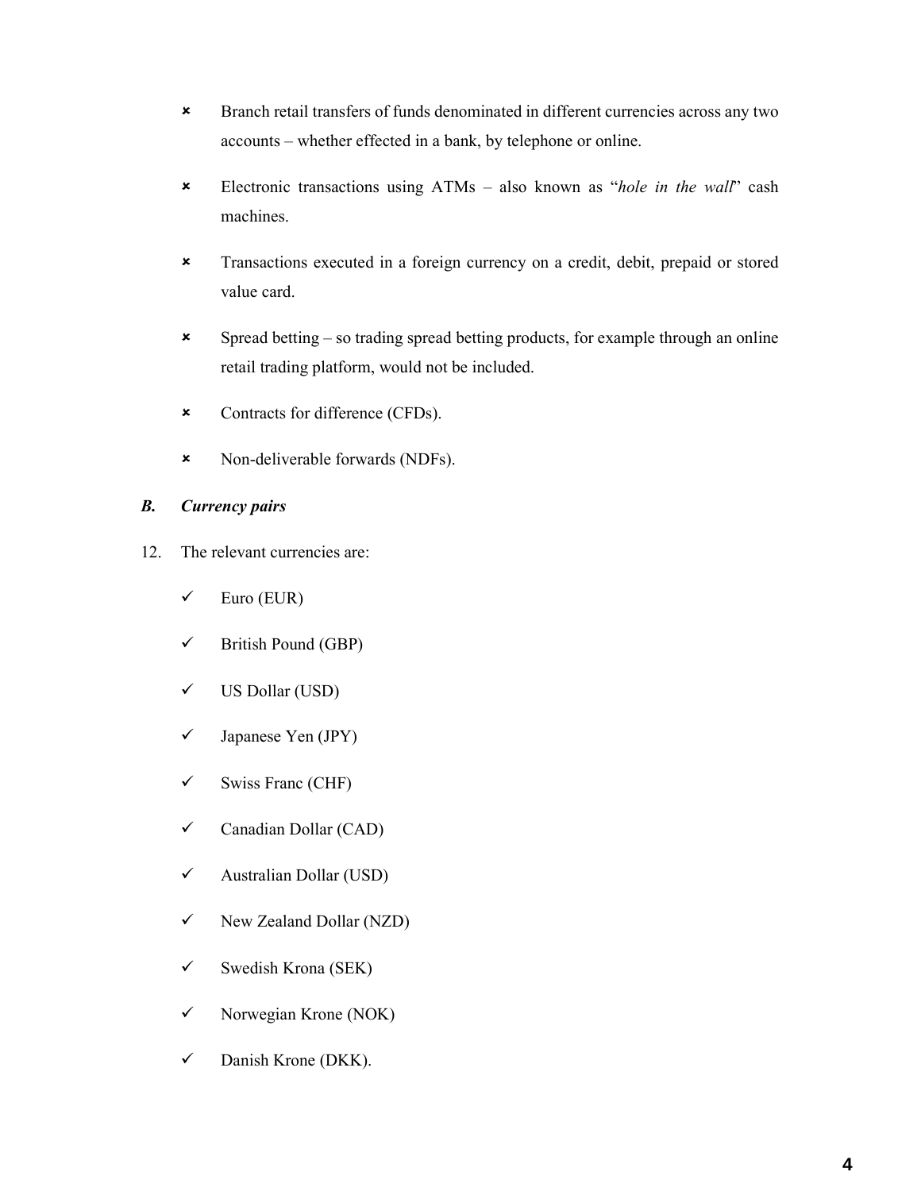- ✗ Branch retail transfers of funds denominated in different currencies across any two accounts – whether effected in a bank, by telephone or online.

- ✗ Electronic transactions using ATMs – also known as "*hole in the wall*" cash machines.

- ✗ Transactions executed in a foreign currency on a credit, debit, prepaid or stored value card.

- ✗ Spread betting – so trading spread betting products, for example through an online retail trading platform, would not be included.

- ✗ Contracts for difference (CFDs).

- ✗ Non-deliverable forwards (NDFs).

### *B. Currency pairs*

12. The relevant currencies are:

- ✓ Euro (EUR)
- ✓ British Pound (GBP)
- ✓ US Dollar (USD)
- ✓ Japanese Yen (JPY)
- ✓ Swiss Franc (CHF)
- ✓ Canadian Dollar (CAD)
- ✓ Australian Dollar (USD)
- ✓ New Zealand Dollar (NZD)
- ✓ Swedish Krona (SEK)
- ✓ Norwegian Krone (NOK)
- ✓ Danish Krone (DKK).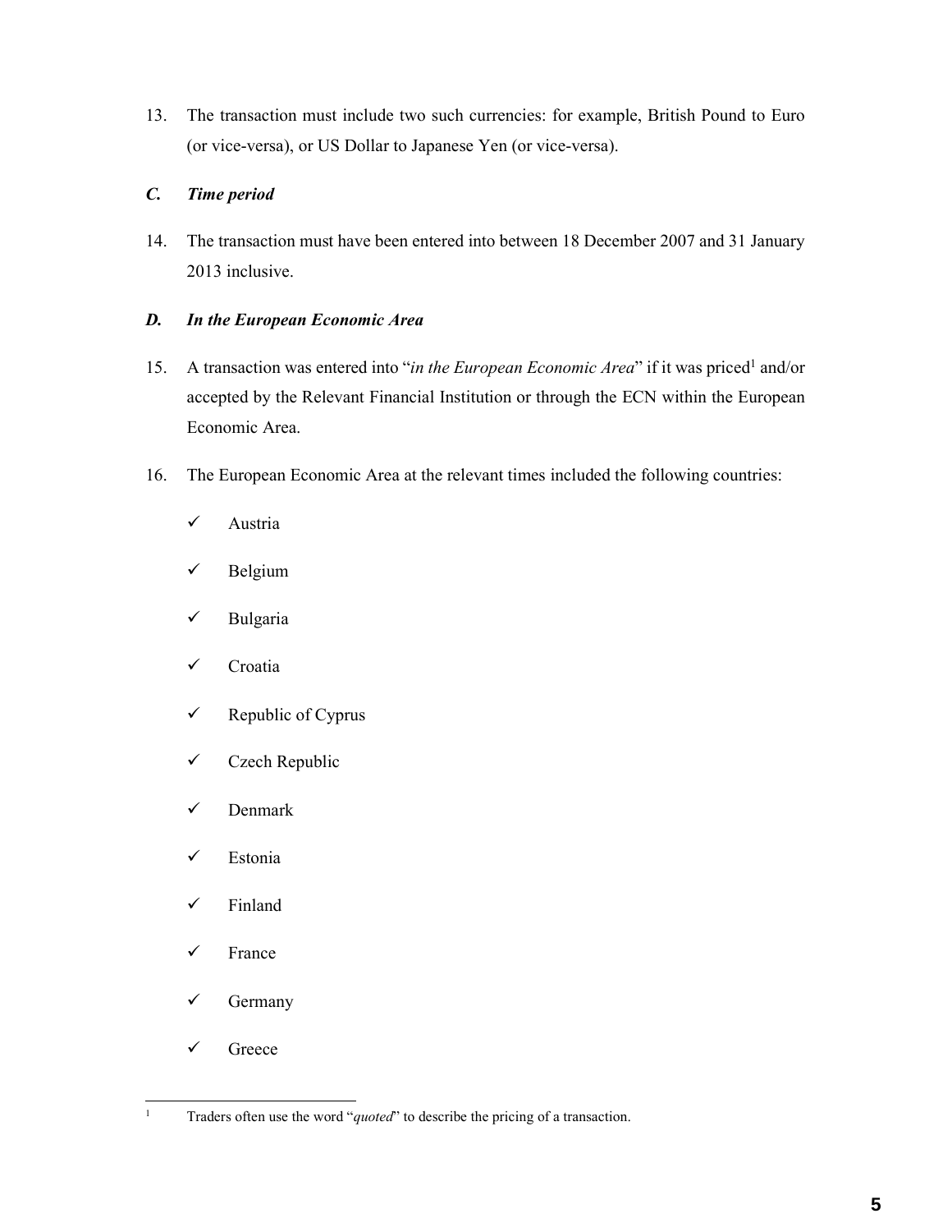13. The transaction must include two such currencies: for example, British Pound to Euro (or vice-versa), or US Dollar to Japanese Yen (or vice-versa).

### *C. Time period*

14. The transaction must have been entered into between 18 December 2007 and 31 January 2013 inclusive.

### *D. In the European Economic Area*

15. A transaction was entered into "*in the European Economic Area*" if it was priced[1] and/or accepted by the Relevant Financial Institution or through the ECN within the European Economic Area.

16. The European Economic Area at the relevant times included the following countries:

- ✓ Austria
- ✓ Belgium
- ✓ Bulgaria
- ✓ Croatia
- ✓ Republic of Cyprus
- ✓ Czech Republic
- ✓ Denmark
- ✓ Estonia
- ✓ Finland
- ✓ France
- ✓ Germany
- ✓ Greece

---

[1] Traders often use the word "*quoted*" to describe the pricing of a transaction.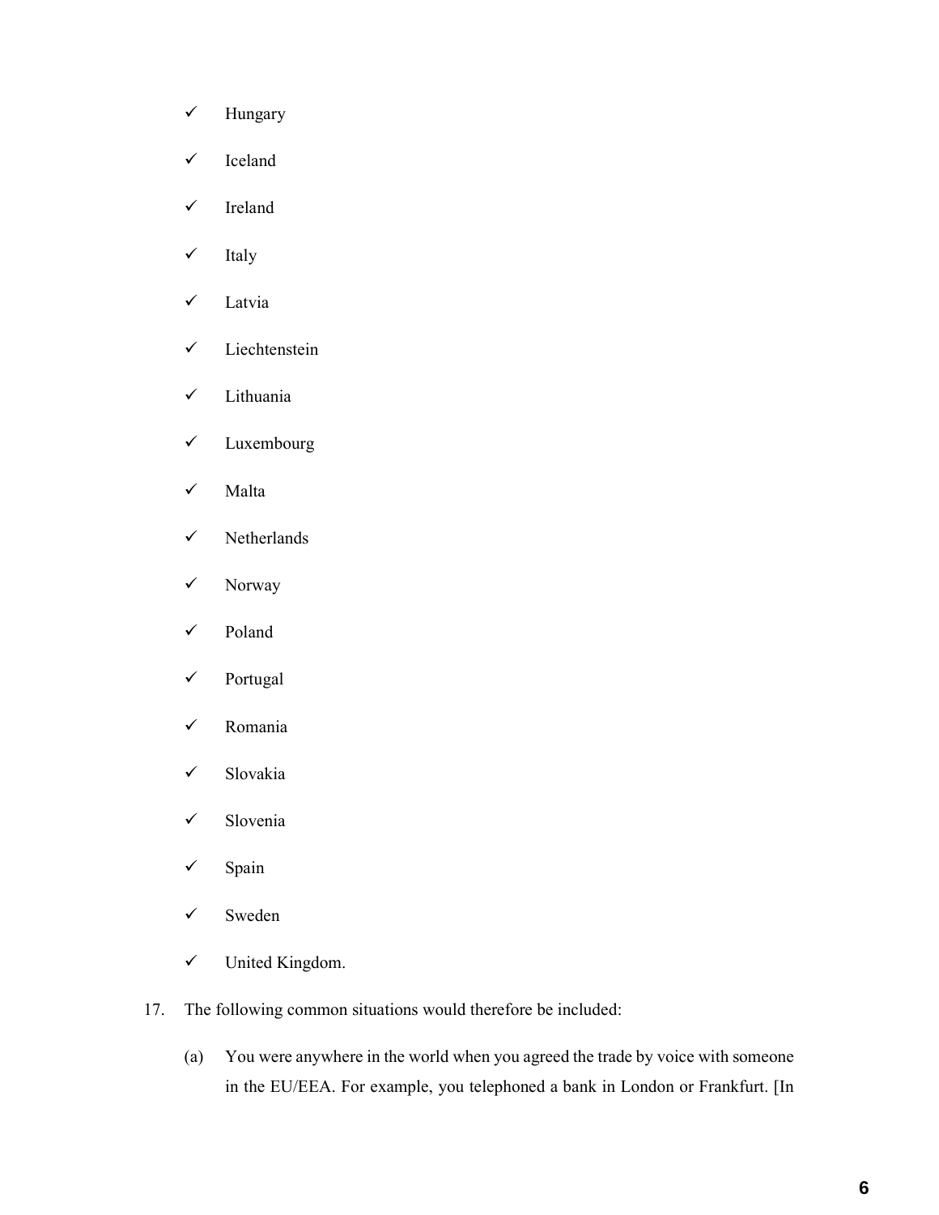- ✓ Hungary
- ✓ Iceland
- ✓ Ireland
- ✓ Italy
- ✓ Latvia
- ✓ Liechtenstein
- ✓ Lithuania
- ✓ Luxembourg
- ✓ Malta
- ✓ Netherlands
- ✓ Norway
- ✓ Poland
- ✓ Portugal
- ✓ Romania
- ✓ Slovakia
- ✓ Slovenia
- ✓ Spain
- ✓ Sweden
- ✓ United Kingdom.

17. The following common situations would therefore be included:

    (a) You were anywhere in the world when you agreed the trade by voice with someone in the EU/EEA. For example, you telephoned a bank in London or Frankfurt. [In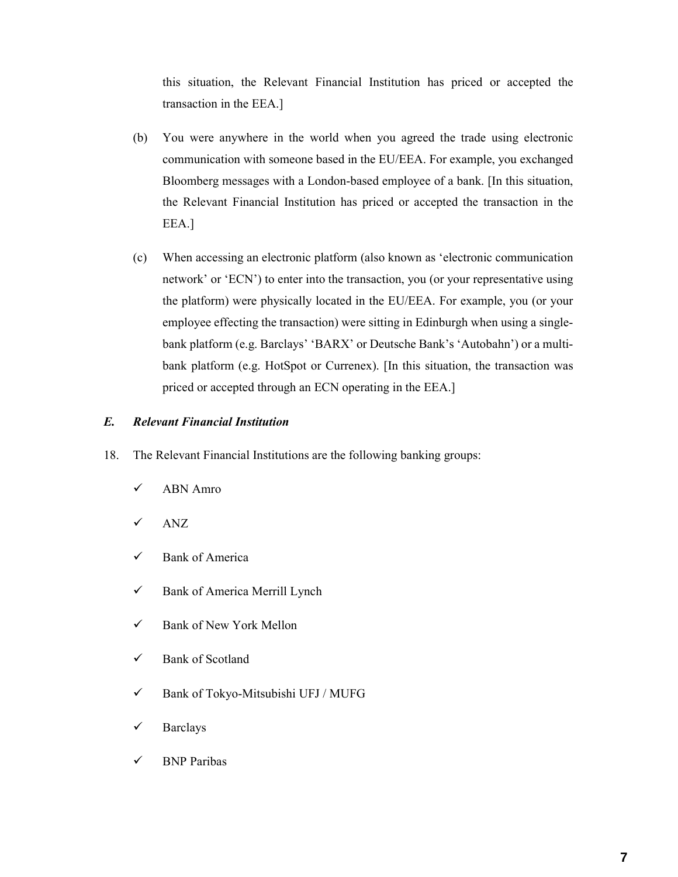this situation, the Relevant Financial Institution has priced or accepted the transaction in the EEA.]

(b) You were anywhere in the world when you agreed the trade using electronic communication with someone based in the EU/EEA. For example, you exchanged Bloomberg messages with a London-based employee of a bank. [In this situation, the Relevant Financial Institution has priced or accepted the transaction in the EEA.]

(c) When accessing an electronic platform (also known as 'electronic communication network' or 'ECN') to enter into the transaction, you (or your representative using the platform) were physically located in the EU/EEA. For example, you (or your employee effecting the transaction) were sitting in Edinburgh when using a single-bank platform (e.g. Barclays' 'BARX' or Deutsche Bank's 'Autobahn') or a multi-bank platform (e.g. HotSpot or Currenex). [In this situation, the transaction was priced or accepted through an ECN operating in the EEA.]

### *E. Relevant Financial Institution*

18. The Relevant Financial Institutions are the following banking groups:

- ✓ ABN Amro
- ✓ ANZ
- ✓ Bank of America
- ✓ Bank of America Merrill Lynch
- ✓ Bank of New York Mellon
- ✓ Bank of Scotland
- ✓ Bank of Tokyo-Mitsubishi UFJ / MUFG
- ✓ Barclays
- ✓ BNP Paribas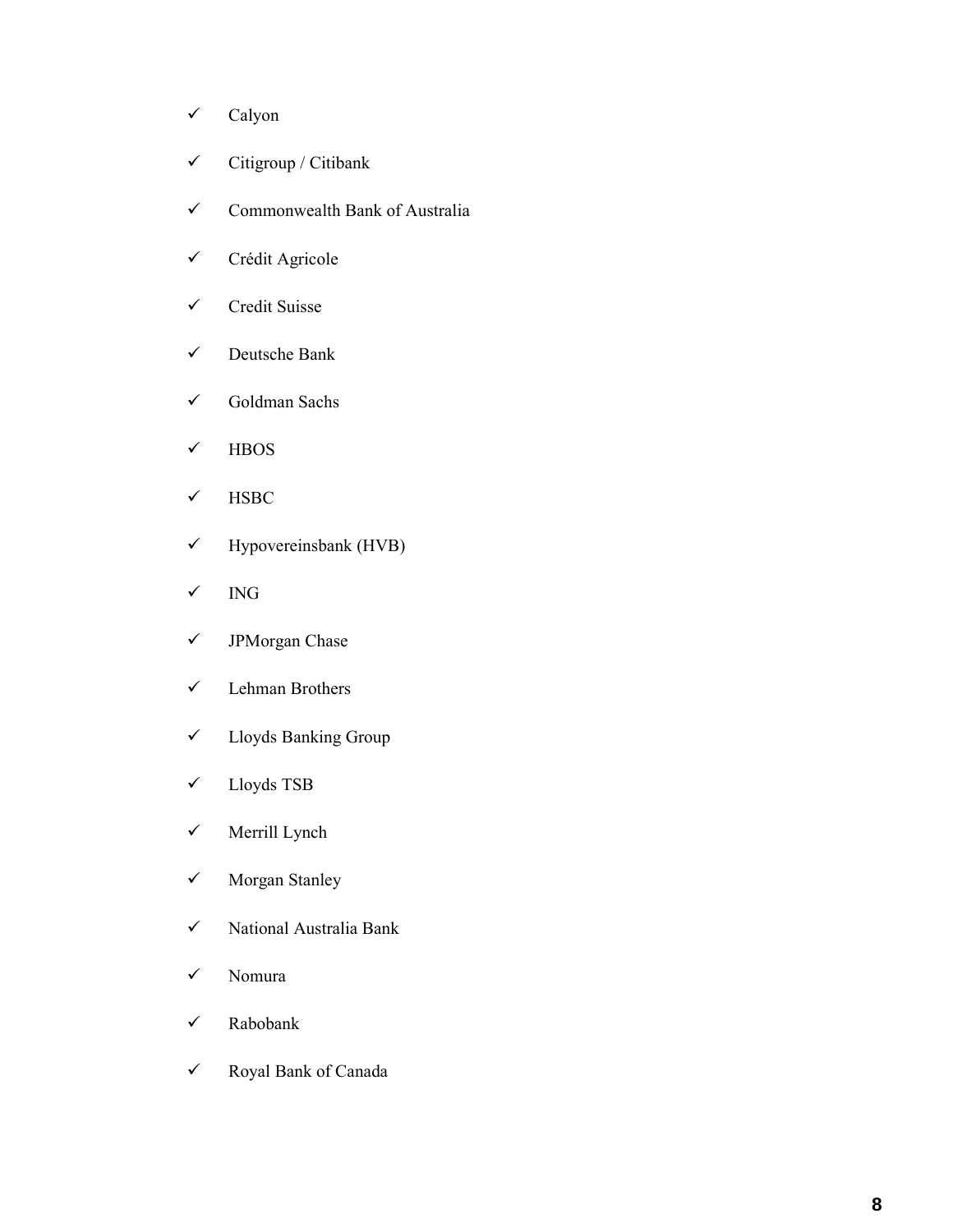- ✓ Calyon
- ✓ Citigroup / Citibank
- ✓ Commonwealth Bank of Australia
- ✓ Crédit Agricole
- ✓ Credit Suisse
- ✓ Deutsche Bank
- ✓ Goldman Sachs
- ✓ HBOS
- ✓ HSBC
- ✓ Hypovereinsbank (HVB)
- ✓ ING
- ✓ JPMorgan Chase
- ✓ Lehman Brothers
- ✓ Lloyds Banking Group
- ✓ Lloyds TSB
- ✓ Merrill Lynch
- ✓ Morgan Stanley
- ✓ National Australia Bank
- ✓ Nomura
- ✓ Rabobank
- ✓ Royal Bank of Canada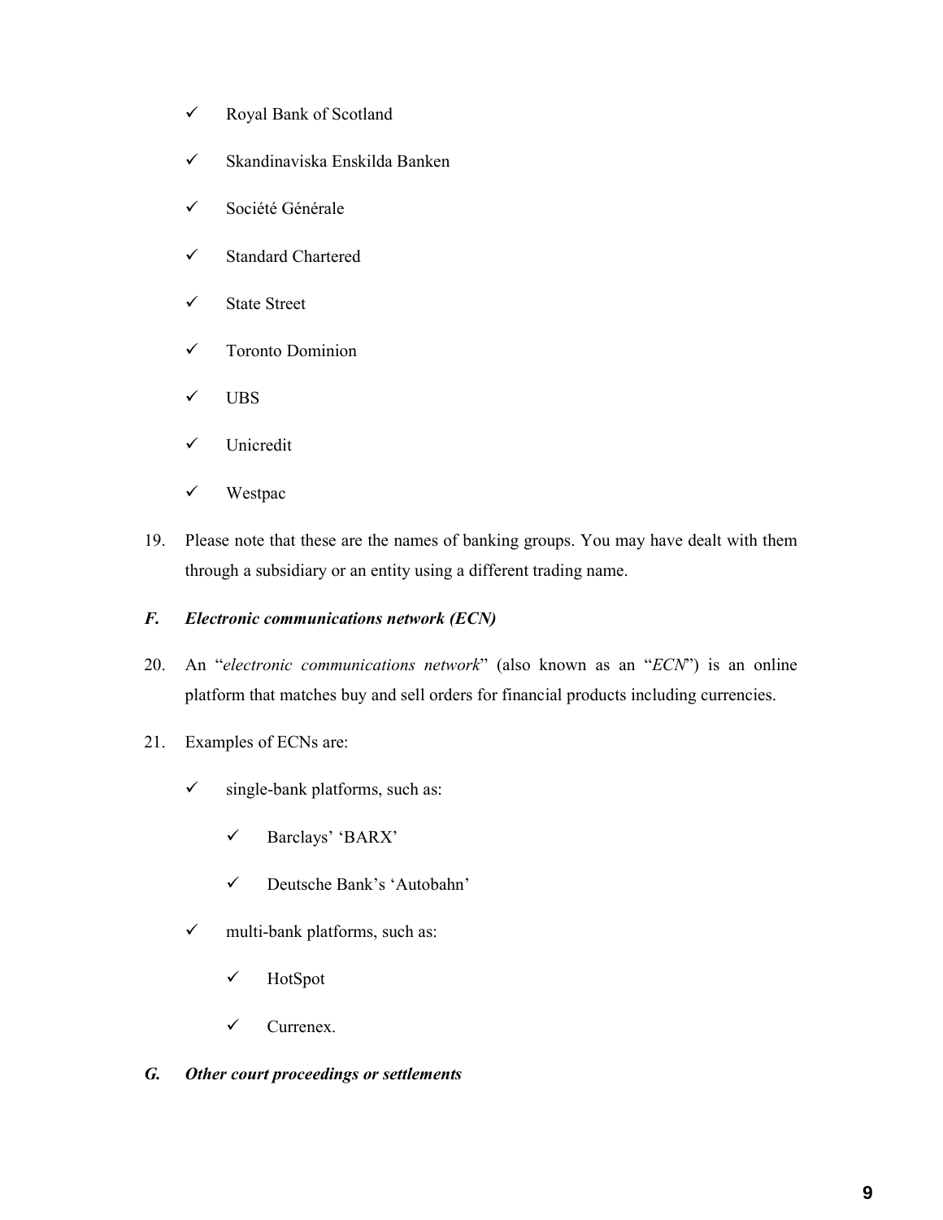- ✓ Royal Bank of Scotland
- ✓ Skandinaviska Enskilda Banken
- ✓ Société Générale
- ✓ Standard Chartered
- ✓ State Street
- ✓ Toronto Dominion
- ✓ UBS
- ✓ Unicredit
- ✓ Westpac

19. Please note that these are the names of banking groups. You may have dealt with them through a subsidiary or an entity using a different trading name.

### *F. Electronic communications network (ECN)*

20. An "*electronic communications network*" (also known as an "*ECN*") is an online platform that matches buy and sell orders for financial products including currencies.

21. Examples of ECNs are:

- ✓ single-bank platforms, such as:
  - ✓ Barclays' 'BARX'
  - ✓ Deutsche Bank's 'Autobahn'
- ✓ multi-bank platforms, such as:
  - ✓ HotSpot
  - ✓ Currenex.

### *G. Other court proceedings or settlements*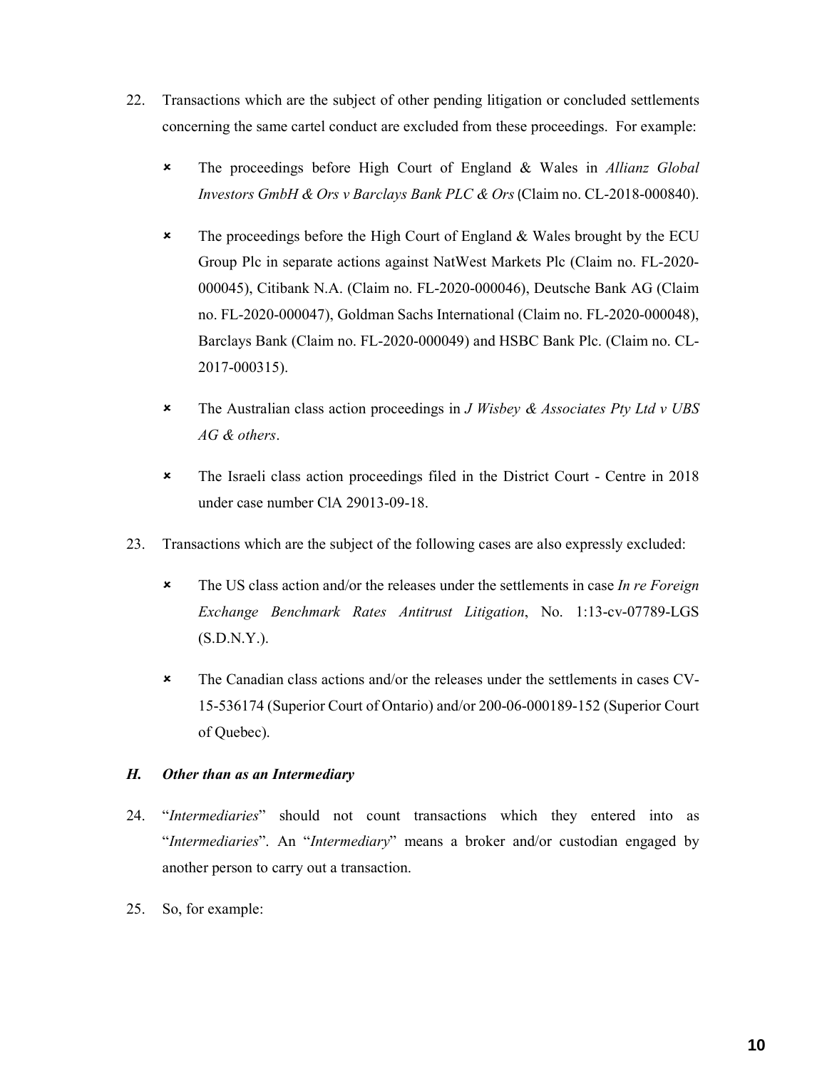22. Transactions which are the subject of other pending litigation or concluded settlements concerning the same cartel conduct are excluded from these proceedings. For example:

    - The proceedings before High Court of England & Wales in *Allianz Global Investors GmbH & Ors v Barclays Bank PLC & Ors* (Claim no. CL-2018-000840).

    - The proceedings before the High Court of England & Wales brought by the ECU Group Plc in separate actions against NatWest Markets Plc (Claim no. FL-2020-000045), Citibank N.A. (Claim no. FL-2020-000046), Deutsche Bank AG (Claim no. FL-2020-000047), Goldman Sachs International (Claim no. FL-2020-000048), Barclays Bank (Claim no. FL-2020-000049) and HSBC Bank Plc. (Claim no. CL-2017-000315).

    - The Australian class action proceedings in *J Wisbey & Associates Pty Ltd v UBS AG & others*.

    - The Israeli class action proceedings filed in the District Court - Centre in 2018 under case number ClA 29013-09-18.

23. Transactions which are the subject of the following cases are also expressly excluded:

    - The US class action and/or the releases under the settlements in case *In re Foreign Exchange Benchmark Rates Antitrust Litigation*, No. 1:13-cv-07789-LGS (S.D.N.Y.).

    - The Canadian class actions and/or the releases under the settlements in cases CV-15-536174 (Superior Court of Ontario) and/or 200-06-000189-152 (Superior Court of Quebec).

### *H. Other than as an Intermediary*

24. "*Intermediaries*" should not count transactions which they entered into as "*Intermediaries*". An "*Intermediary*" means a broker and/or custodian engaged by another person to carry out a transaction.

25. So, for example: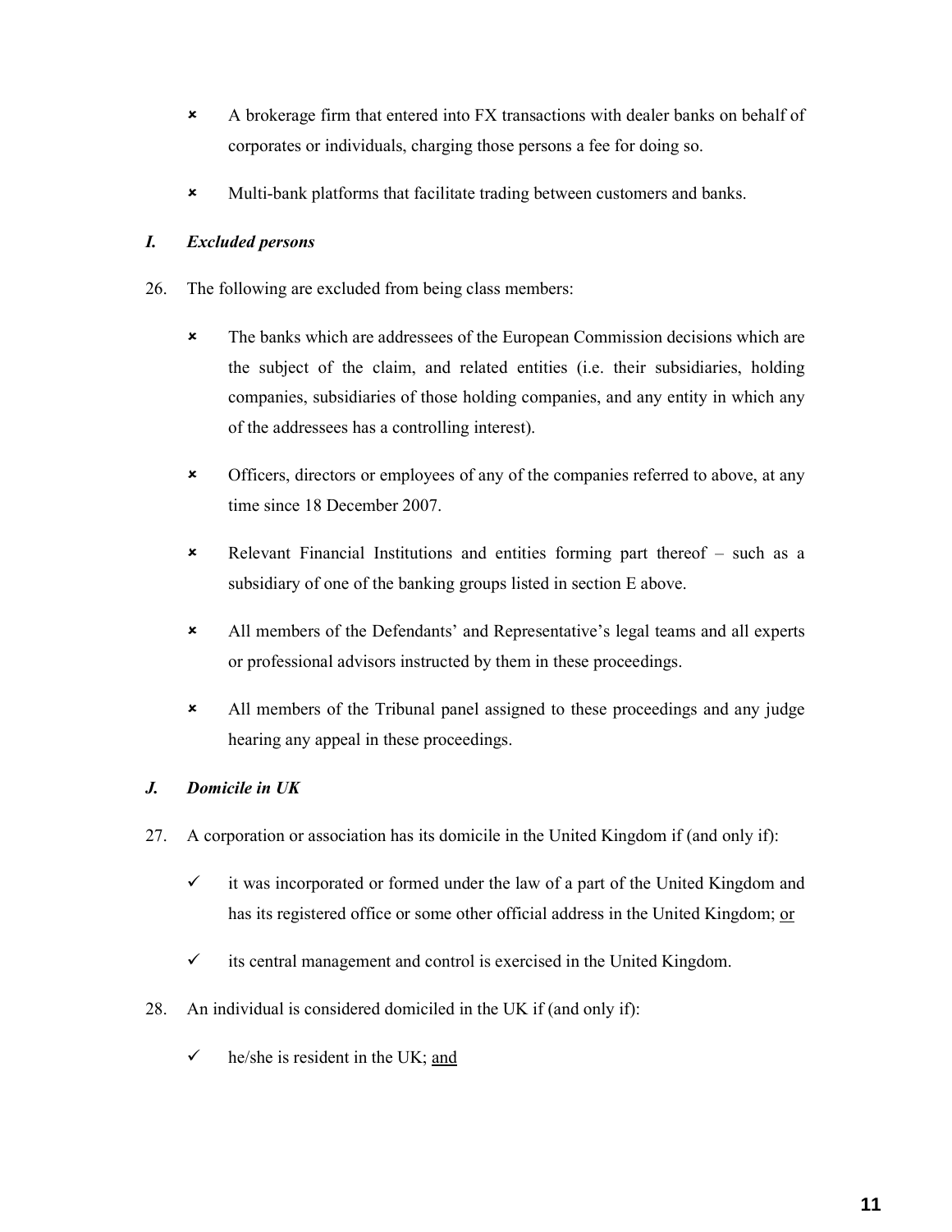- ✗ A brokerage firm that entered into FX transactions with dealer banks on behalf of corporates or individuals, charging those persons a fee for doing so.
- ✗ Multi-bank platforms that facilitate trading between customers and banks.

### *I. Excluded persons*

26. The following are excluded from being class members:

- ✗ The banks which are addressees of the European Commission decisions which are the subject of the claim, and related entities (i.e. their subsidiaries, holding companies, subsidiaries of those holding companies, and any entity in which any of the addressees has a controlling interest).
- ✗ Officers, directors or employees of any of the companies referred to above, at any time since 18 December 2007.
- ✗ Relevant Financial Institutions and entities forming part thereof – such as a subsidiary of one of the banking groups listed in section E above.
- ✗ All members of the Defendants' and Representative's legal teams and all experts or professional advisors instructed by them in these proceedings.
- ✗ All members of the Tribunal panel assigned to these proceedings and any judge hearing any appeal in these proceedings.

### *J. Domicile in UK*

27. A corporation or association has its domicile in the United Kingdom if (and only if):

- ✓ it was incorporated or formed under the law of a part of the United Kingdom and has its registered office or some other official address in the United Kingdom; <u>or</u>
- ✓ its central management and control is exercised in the United Kingdom.

28. An individual is considered domiciled in the UK if (and only if):

- ✓ he/she is resident in the UK; <u>and</u>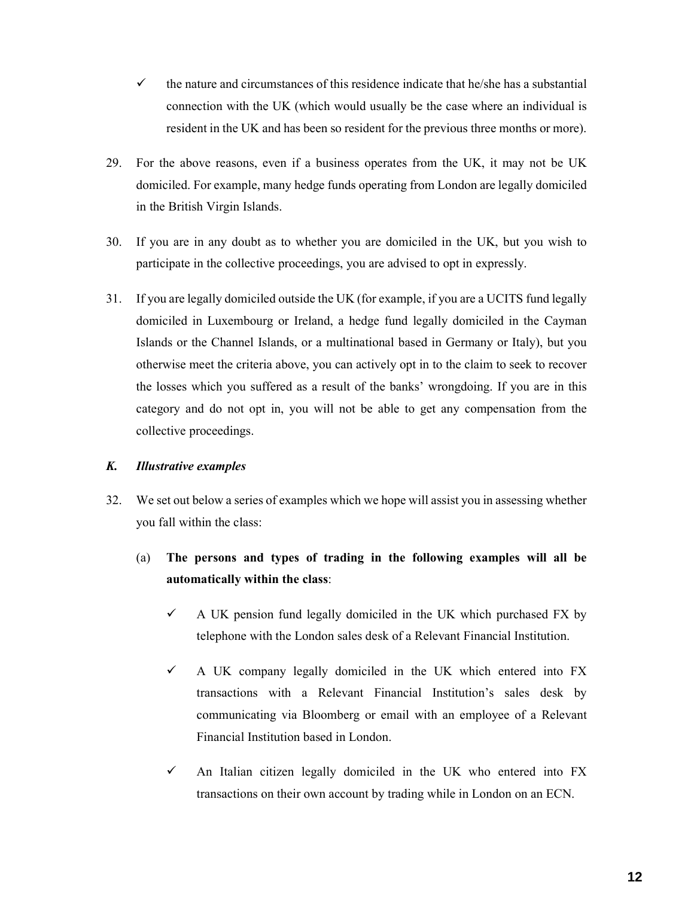- ✓ the nature and circumstances of this residence indicate that he/she has a substantial connection with the UK (which would usually be the case where an individual is resident in the UK and has been so resident for the previous three months or more).

29. For the above reasons, even if a business operates from the UK, it may not be UK domiciled. For example, many hedge funds operating from London are legally domiciled in the British Virgin Islands.

30. If you are in any doubt as to whether you are domiciled in the UK, but you wish to participate in the collective proceedings, you are advised to opt in expressly.

31. If you are legally domiciled outside the UK (for example, if you are a UCITS fund legally domiciled in Luxembourg or Ireland, a hedge fund legally domiciled in the Cayman Islands or the Channel Islands, or a multinational based in Germany or Italy), but you otherwise meet the criteria above, you can actively opt in to the claim to seek to recover the losses which you suffered as a result of the banks' wrongdoing. If you are in this category and do not opt in, you will not be able to get any compensation from the collective proceedings.

### *K. Illustrative examples*

32. We set out below a series of examples which we hope will assist you in assessing whether you fall within the class:

    (a) **The persons and types of trading in the following examples will all be automatically within the class**:

    - ✓ A UK pension fund legally domiciled in the UK which purchased FX by telephone with the London sales desk of a Relevant Financial Institution.
    - ✓ A UK company legally domiciled in the UK which entered into FX transactions with a Relevant Financial Institution's sales desk by communicating via Bloomberg or email with an employee of a Relevant Financial Institution based in London.
    - ✓ An Italian citizen legally domiciled in the UK who entered into FX transactions on their own account by trading while in London on an ECN.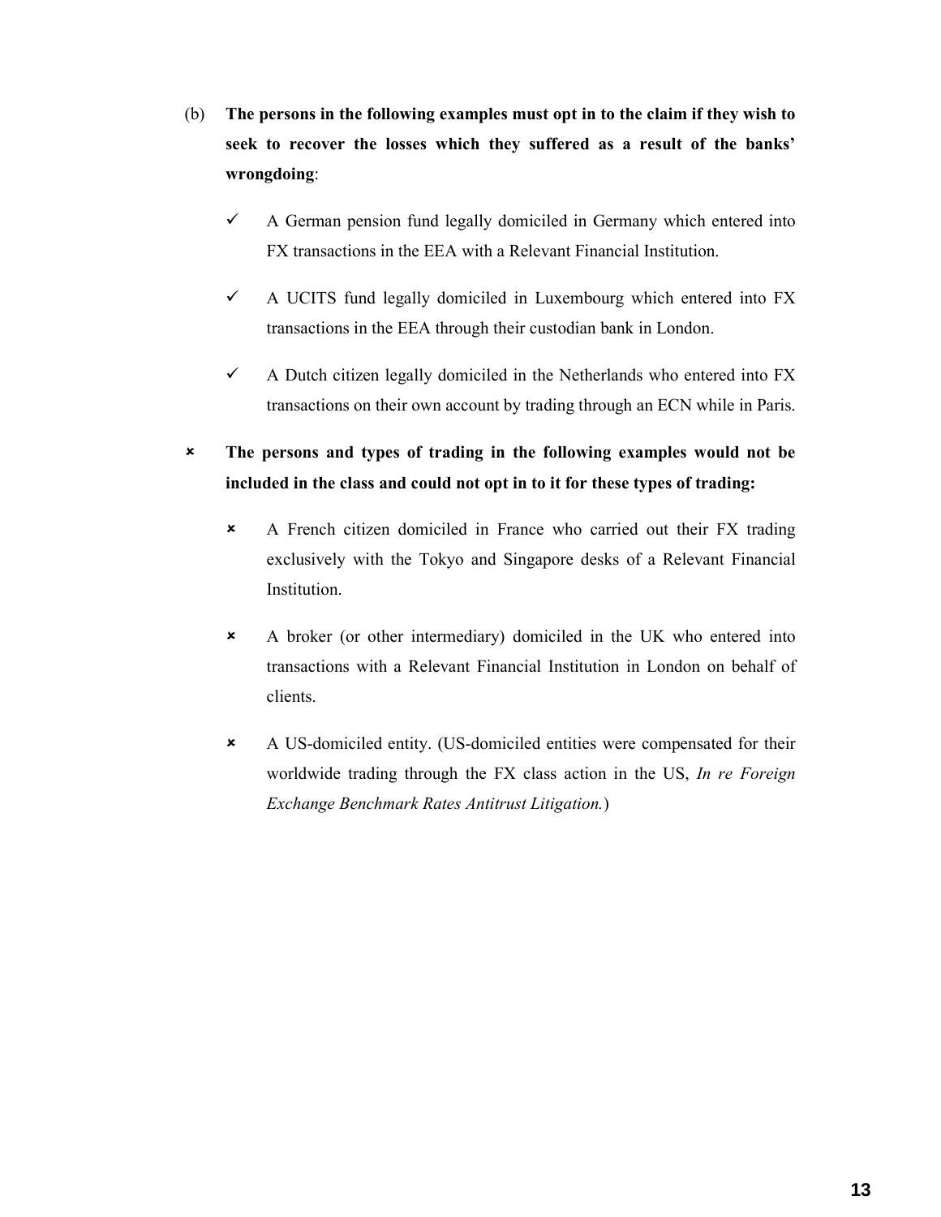(b) **The persons in the following examples must opt in to the claim if they wish to seek to recover the losses which they suffered as a result of the banks' wrongdoing**:

- ✓ A German pension fund legally domiciled in Germany which entered into FX transactions in the EEA with a Relevant Financial Institution.
- ✓ A UCITS fund legally domiciled in Luxembourg which entered into FX transactions in the EEA through their custodian bank in London.
- ✓ A Dutch citizen legally domiciled in the Netherlands who entered into FX transactions on their own account by trading through an ECN while in Paris.

✗ **The persons and types of trading in the following examples would not be included in the class and could not opt in to it for these types of trading:**

- ✗ A French citizen domiciled in France who carried out their FX trading exclusively with the Tokyo and Singapore desks of a Relevant Financial Institution.
- ✗ A broker (or other intermediary) domiciled in the UK who entered into transactions with a Relevant Financial Institution in London on behalf of clients.
- ✗ A US-domiciled entity. (US-domiciled entities were compensated for their worldwide trading through the FX class action in the US, *In re Foreign Exchange Benchmark Rates Antitrust Litigation.*)